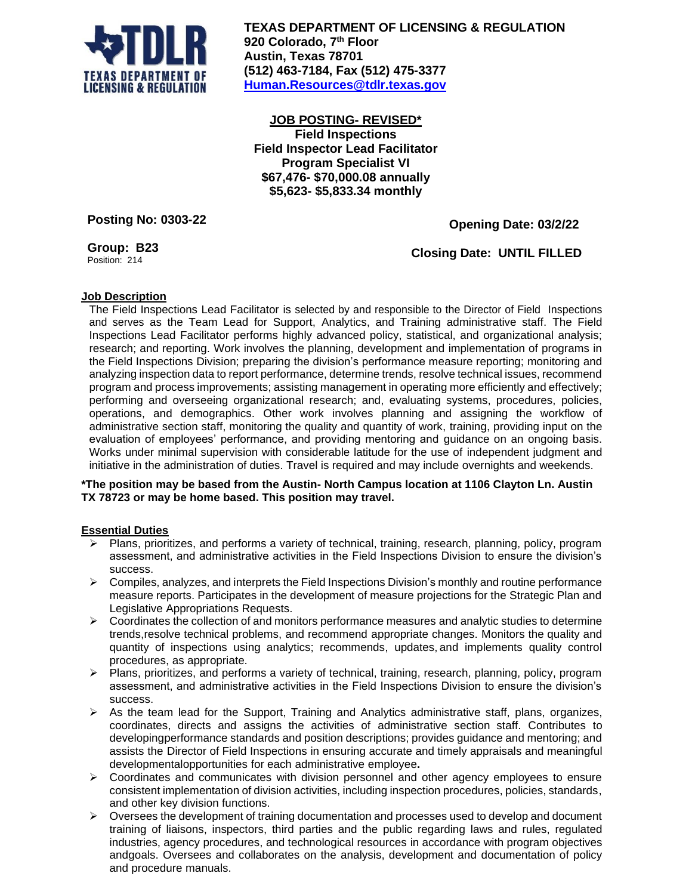**TEXAS DEPARTMENT OF LICENSING & REGULATION**
**920 Colorado, 7th Floor**
**Austin, Texas 78701**
**(512) 463-7184, Fax (512) 475-3377**
**[Human.Resources@tdlr.texas.gov](mailto:Human.Resources@tdlr.texas.gov)**

**JOB POSTING- REVISED***
**Field Inspections**
**Field Inspector Lead Facilitator**
**Program Specialist VI**
**$67,476- $70,000.08 annually**
**$5,623- $5,833.34 monthly**

**Posting No: 0303-22** | **Opening Date: 03/2/22**

**Group: B23**
Position: 214 | **Closing Date: UNTIL FILLED**

## Job Description

The Field Inspections Lead Facilitator is selected by and responsible to the Director of Field Inspections and serves as the Team Lead for Support, Analytics, and Training administrative staff. The Field Inspections Lead Facilitator performs highly advanced policy, statistical, and organizational analysis; research; and reporting. Work involves the planning, development and implementation of programs in the Field Inspections Division; preparing the division's performance measure reporting; monitoring and analyzing inspection data to report performance, determine trends, resolve technical issues, recommend program and process improvements; assisting management in operating more efficiently and effectively; performing and overseeing organizational research; and, evaluating systems, procedures, policies, operations, and demographics. Other work involves planning and assigning the workflow of administrative section staff, monitoring the quality and quantity of work, training, providing input on the evaluation of employees' performance, and providing mentoring and guidance on an ongoing basis. Works under minimal supervision with considerable latitude for the use of independent judgment and initiative in the administration of duties. Travel is required and may include overnights and weekends.

**\*The position may be based from the Austin- North Campus location at 1106 Clayton Ln. Austin TX 78723 or may be home based. This position may travel.**

## Essential Duties

- Plans, prioritizes, and performs a variety of technical, training, research, planning, policy, program assessment, and administrative activities in the Field Inspections Division to ensure the division's success.
- Compiles, analyzes, and interprets the Field Inspections Division's monthly and routine performance measure reports. Participates in the development of measure projections for the Strategic Plan and Legislative Appropriations Requests.
- Coordinates the collection of and monitors performance measures and analytic studies to determine trends,resolve technical problems, and recommend appropriate changes. Monitors the quality and quantity of inspections using analytics; recommends, updates, and implements quality control procedures, as appropriate.
- Plans, prioritizes, and performs a variety of technical, training, research, planning, policy, program assessment, and administrative activities in the Field Inspections Division to ensure the division's success.
- As the team lead for the Support, Training and Analytics administrative staff, plans, organizes, coordinates, directs and assigns the activities of administrative section staff. Contributes to developingperformance standards and position descriptions; provides guidance and mentoring; and assists the Director of Field Inspections in ensuring accurate and timely appraisals and meaningful developmentalopportunities for each administrative employee**.**
- Coordinates and communicates with division personnel and other agency employees to ensure consistent implementation of division activities, including inspection procedures, policies, standards, and other key division functions.
- Oversees the development of training documentation and processes used to develop and document training of liaisons, inspectors, third parties and the public regarding laws and rules, regulated industries, agency procedures, and technological resources in accordance with program objectives andgoals. Oversees and collaborates on the analysis, development and documentation of policy and procedure manuals.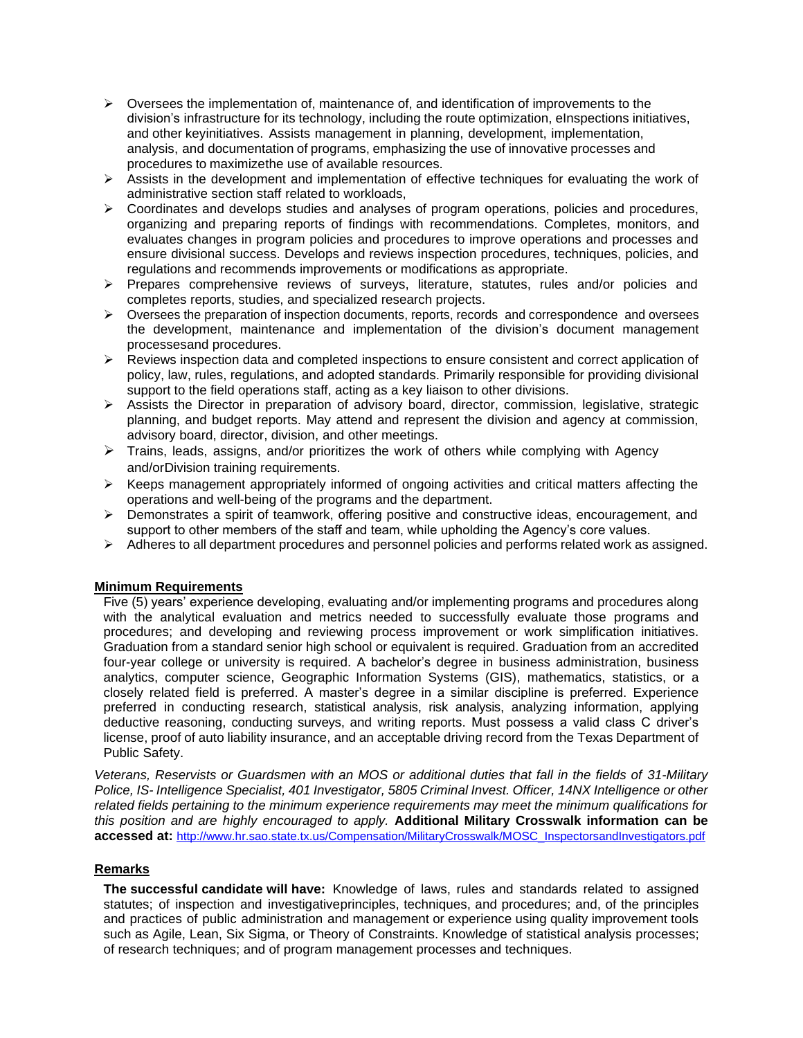- Oversees the implementation of, maintenance of, and identification of improvements to the division's infrastructure for its technology, including the route optimization, eInspections initiatives, and other keyinitiatives. Assists management in planning, development, implementation, analysis, and documentation of programs, emphasizing the use of innovative processes and procedures to maximizethe use of available resources.
- Assists in the development and implementation of effective techniques for evaluating the work of administrative section staff related to workloads,
- Coordinates and develops studies and analyses of program operations, policies and procedures, organizing and preparing reports of findings with recommendations. Completes, monitors, and evaluates changes in program policies and procedures to improve operations and processes and ensure divisional success. Develops and reviews inspection procedures, techniques, policies, and regulations and recommends improvements or modifications as appropriate.
- Prepares comprehensive reviews of surveys, literature, statutes, rules and/or policies and completes reports, studies, and specialized research projects.
- Oversees the preparation of inspection documents, reports, records and correspondence and oversees the development, maintenance and implementation of the division's document management processesand procedures.
- Reviews inspection data and completed inspections to ensure consistent and correct application of policy, law, rules, regulations, and adopted standards. Primarily responsible for providing divisional support to the field operations staff, acting as a key liaison to other divisions.
- Assists the Director in preparation of advisory board, director, commission, legislative, strategic planning, and budget reports. May attend and represent the division and agency at commission, advisory board, director, division, and other meetings.
- Trains, leads, assigns, and/or prioritizes the work of others while complying with Agency and/orDivision training requirements.
- Keeps management appropriately informed of ongoing activities and critical matters affecting the operations and well-being of the programs and the department.
- Demonstrates a spirit of teamwork, offering positive and constructive ideas, encouragement, and support to other members of the staff and team, while upholding the Agency's core values.
- Adheres to all department procedures and personnel policies and performs related work as assigned.

**Minimum Requirements**

Five (5) years' experience developing, evaluating and/or implementing programs and procedures along with the analytical evaluation and metrics needed to successfully evaluate those programs and procedures; and developing and reviewing process improvement or work simplification initiatives. Graduation from a standard senior high school or equivalent is required. Graduation from an accredited four-year college or university is required. A bachelor's degree in business administration, business analytics, computer science, Geographic Information Systems (GIS), mathematics, statistics, or a closely related field is preferred. A master's degree in a similar discipline is preferred. Experience preferred in conducting research, statistical analysis, risk analysis, analyzing information, applying deductive reasoning, conducting surveys, and writing reports. Must possess a valid class C driver's license, proof of auto liability insurance, and an acceptable driving record from the Texas Department of Public Safety.

*Veterans, Reservists or Guardsmen with an MOS or additional duties that fall in the fields of 31-Military Police, IS- Intelligence Specialist, 401 Investigator, 5805 Criminal Invest. Officer, 14NX Intelligence or other related fields pertaining to the minimum experience requirements may meet the minimum qualifications for this position and are highly encouraged to apply.* **Additional Military Crosswalk information can be accessed at:** http://www.hr.sao.state.tx.us/Compensation/MilitaryCrosswalk/MOSC_InspectorsandInvestigators.pdf

**Remarks**

**The successful candidate will have:** Knowledge of laws, rules and standards related to assigned statutes; of inspection and investigativeprinciples, techniques, and procedures; and, of the principles and practices of public administration and management or experience using quality improvement tools such as Agile, Lean, Six Sigma, or Theory of Constraints. Knowledge of statistical analysis processes; of research techniques; and of program management processes and techniques.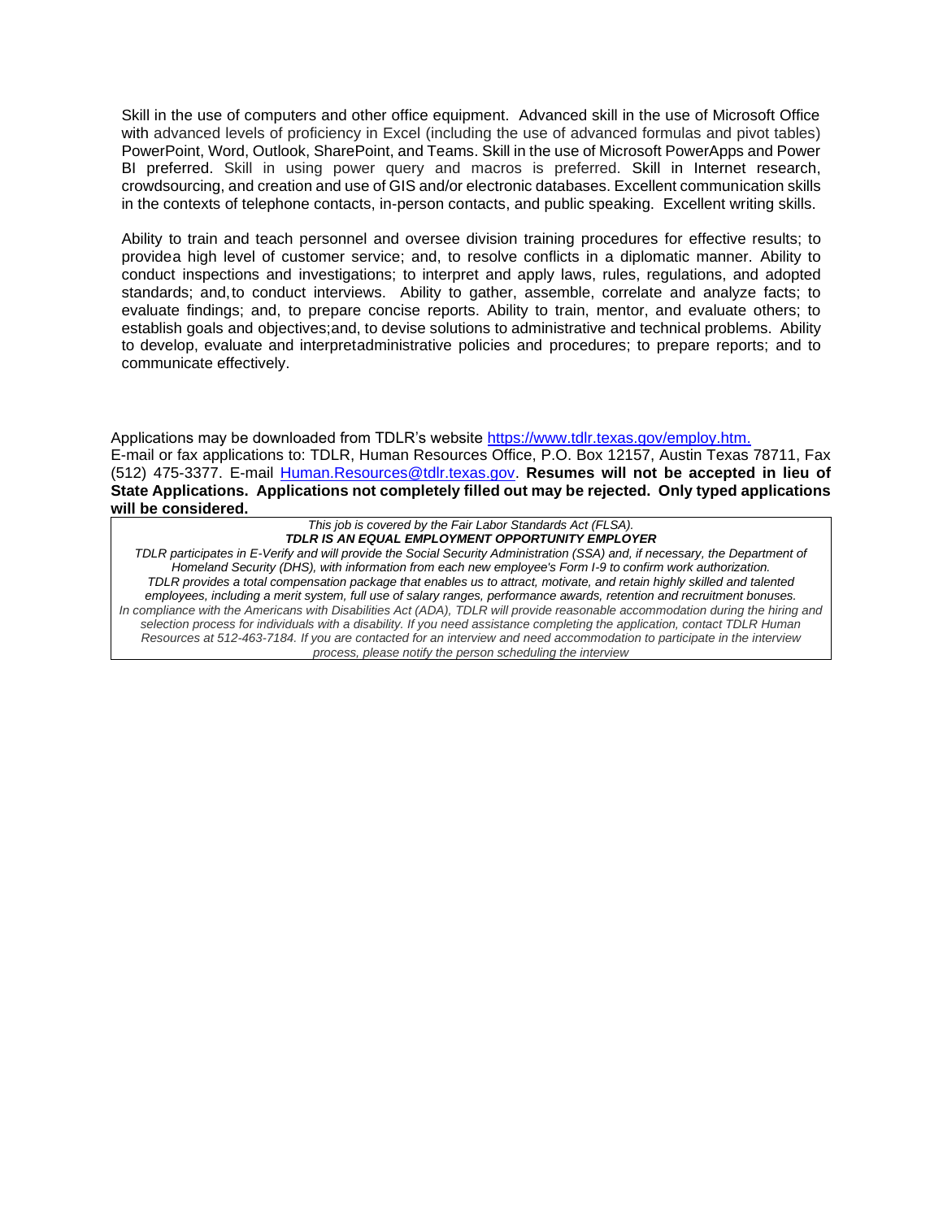Skill in the use of computers and other office equipment. Advanced skill in the use of Microsoft Office with advanced levels of proficiency in Excel (including the use of advanced formulas and pivot tables) PowerPoint, Word, Outlook, SharePoint, and Teams. Skill in the use of Microsoft PowerApps and Power BI preferred. Skill in using power query and macros is preferred. Skill in Internet research, crowdsourcing, and creation and use of GIS and/or electronic databases. Excellent communication skills in the contexts of telephone contacts, in-person contacts, and public speaking. Excellent writing skills.

Ability to train and teach personnel and oversee division training procedures for effective results; to providea high level of customer service; and, to resolve conflicts in a diplomatic manner. Ability to conduct inspections and investigations; to interpret and apply laws, rules, regulations, and adopted standards; and, to conduct interviews. Ability to gather, assemble, correlate and analyze facts; to evaluate findings; and, to prepare concise reports. Ability to train, mentor, and evaluate others; to establish goals and objectives;and, to devise solutions to administrative and technical problems. Ability to develop, evaluate and interpretadministrative policies and procedures; to prepare reports; and to communicate effectively.

Applications may be downloaded from TDLR's website https://www.tdlr.texas.gov/employ.htm.
E-mail or fax applications to: TDLR, Human Resources Office, P.O. Box 12157, Austin Texas 78711, Fax (512) 475-3377. E-mail Human.Resources@tdlr.texas.gov. **Resumes will not be accepted in lieu of State Applications. Applications not completely filled out may be rejected. Only typed applications will be considered.**

*This job is covered by the Fair Labor Standards Act (FLSA).*
***TDLR IS AN EQUAL EMPLOYMENT OPPORTUNITY EMPLOYER***
*TDLR participates in E-Verify and will provide the Social Security Administration (SSA) and, if necessary, the Department of Homeland Security (DHS), with information from each new employee's Form I-9 to confirm work authorization.*
*TDLR provides a total compensation package that enables us to attract, motivate, and retain highly skilled and talented employees, including a merit system, full use of salary ranges, performance awards, retention and recruitment bonuses.*
*In compliance with the Americans with Disabilities Act (ADA), TDLR will provide reasonable accommodation during the hiring and selection process for individuals with a disability. If you need assistance completing the application, contact TDLR Human Resources at 512-463-7184. If you are contacted for an interview and need accommodation to participate in the interview process, please notify the person scheduling the interview*